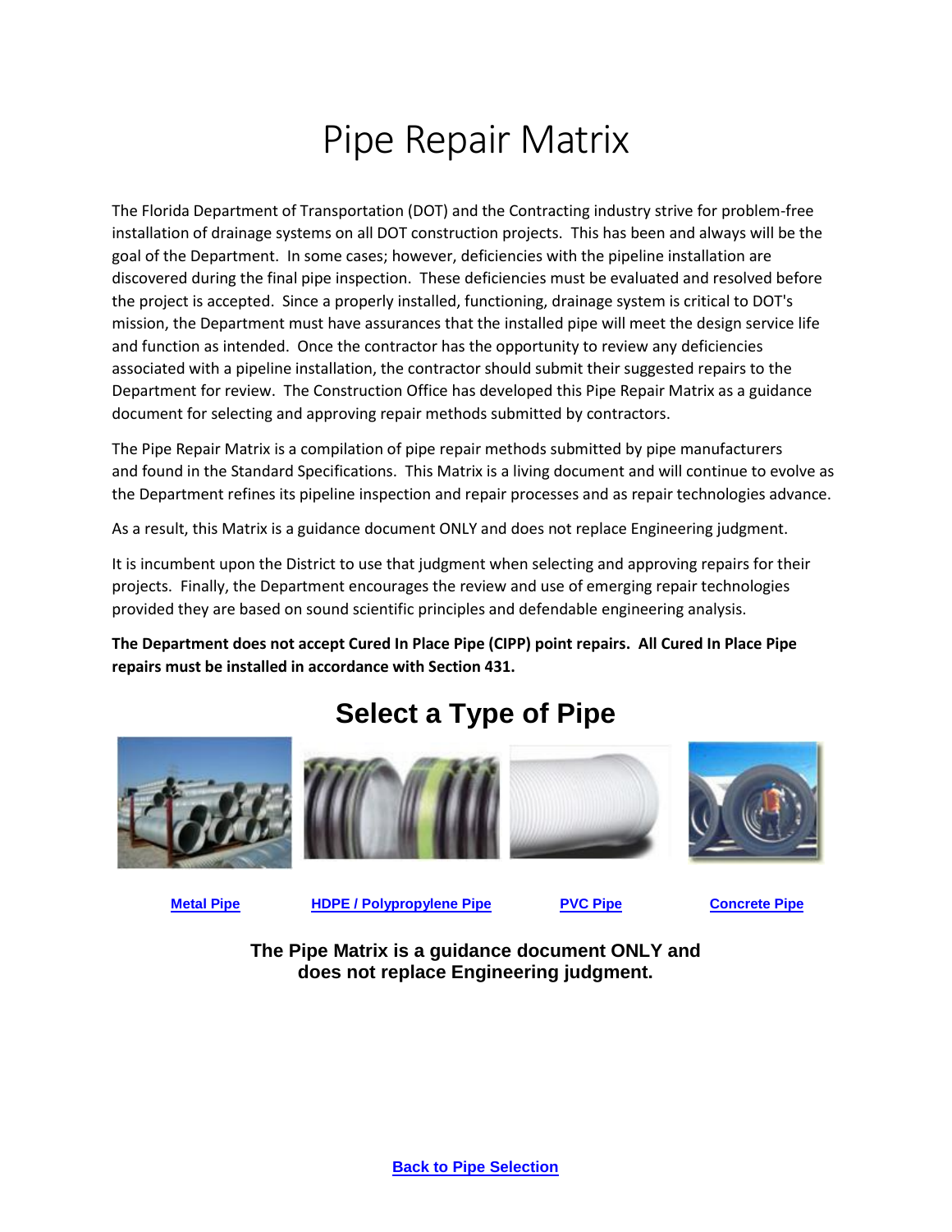# Pipe Repair Matrix

The Florida Department of Transportation (DOT) and the Contracting industry strive for problem-free installation of drainage systems on all DOT construction projects. This has been and always will be the goal of the Department. In some cases; however, deficiencies with the pipeline installation are discovered during the final pipe inspection. These deficiencies must be evaluated and resolved before the project is accepted. Since a properly installed, functioning, drainage system is critical to DOT's mission, the Department must have assurances that the installed pipe will meet the design service life and function as intended. Once the contractor has the opportunity to review any deficiencies associated with a pipeline installation, the contractor should submit their suggested repairs to the Department for review. The Construction Office has developed this Pipe Repair Matrix as a guidance document for selecting and approving repair methods submitted by contractors.

The Pipe Repair Matrix is a compilation of pipe repair methods submitted by pipe manufacturers and found in the Standard Specifications. This Matrix is a living document and will continue to evolve as the Department refines its pipeline inspection and repair processes and as repair technologies advance.

As a result, this Matrix is a guidance document ONLY and does not replace Engineering judgment.

It is incumbent upon the District to use that judgment when selecting and approving repairs for their projects. Finally, the Department encourages the review and use of emerging repair technologies provided they are based on sound scientific principles and defendable engineering analysis.

**The Department does not accept Cured In Place Pipe (CIPP) point repairs. All Cured In Place Pipe repairs must be installed in accordance with Section 431.**

## Select a Type of Pipe

Metal Pipe | HDPE / Polypropylene Pipe | PVC Pipe | Concrete Pipe

**The Pipe Matrix is a guidance document ONLY and does not replace Engineering judgment.**

Back to Pipe Selection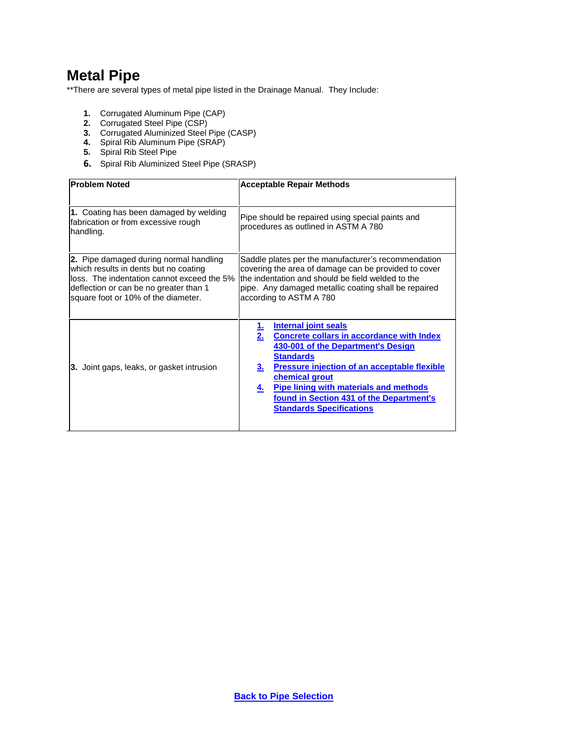# Metal Pipe

**There are several types of metal pipe listed in the Drainage Manual. They Include:

1. Corrugated Aluminum Pipe (CAP)
2. Corrugated Steel Pipe (CSP)
3. Corrugated Aluminized Steel Pipe (CASP)
4. Spiral Rib Aluminum Pipe (SRAP)
5. Spiral Rib Steel Pipe
6. Spiral Rib Aluminized Steel Pipe (SRASP)

| **Problem Noted** | **Acceptable Repair Methods** |
|---|---|
| **1.** Coating has been damaged by welding fabrication or from excessive rough handling. | Pipe should be repaired using special paints and procedures as outlined in ASTM A 780 |
| **2.** Pipe damaged during normal handling which results in dents but no coating loss. The indentation cannot exceed the 5% deflection or can be no greater than 1 square foot or 10% of the diameter. | Saddle plates per the manufacturer's recommendation covering the area of damage can be provided to cover the indentation and should be field welded to the pipe. Any damaged metallic coating shall be repaired according to ASTM A 780 |
| **3.** Joint gaps, leaks, or gasket intrusion | **1. Internal joint seals**<br>**2. Concrete collars in accordance with Index 430-001 of the Department's Design Standards**<br>**3. Pressure injection of an acceptable flexible chemical grout**<br>**4. Pipe lining with materials and methods found in Section 431 of the Department's Standards Specifications** |

**Back to Pipe Selection**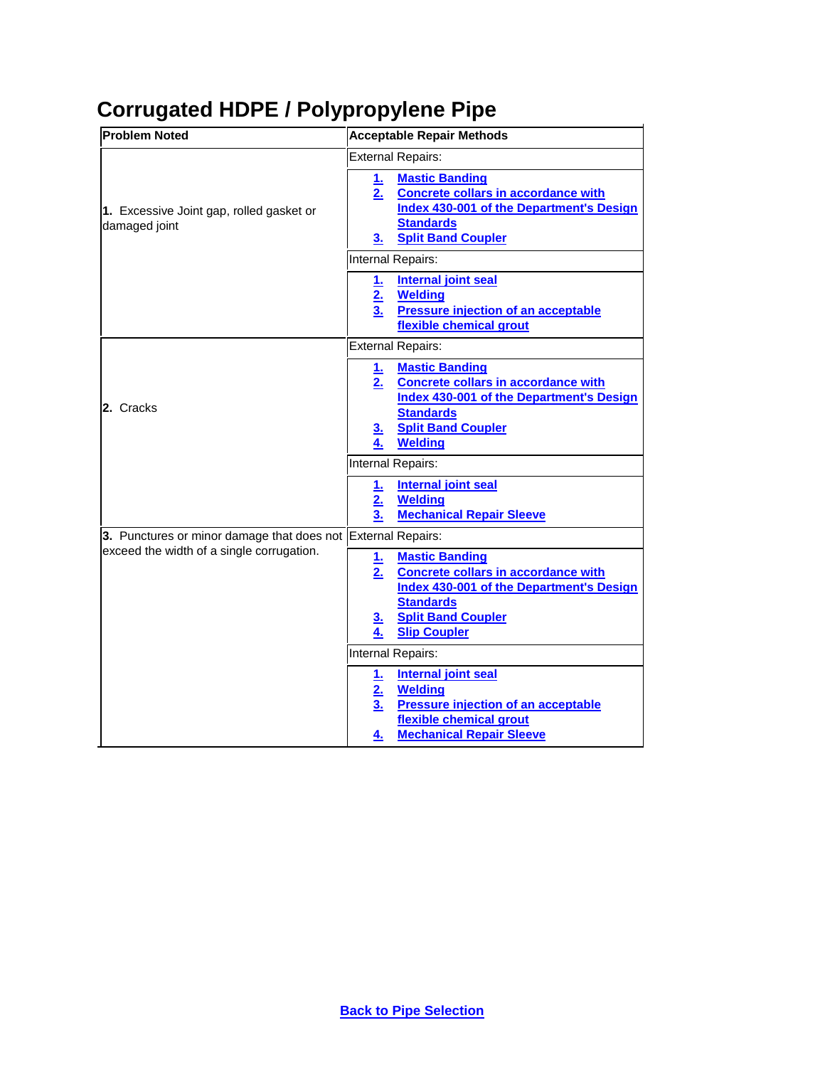# Corrugated HDPE / Polypropylene Pipe

| Problem Noted | Acceptable Repair Methods |
|---|---|
| **1.** Excessive Joint gap, rolled gasket or damaged joint | External Repairs:<br>1. Mastic Banding<br>2. Concrete collars in accordance with Index 430-001 of the Department's Design Standards<br>3. Split Band Coupler<br><br>Internal Repairs:<br>1. Internal joint seal<br>2. Welding<br>3. Pressure injection of an acceptable flexible chemical grout |
| **2.** Cracks | External Repairs:<br>1. Mastic Banding<br>2. Concrete collars in accordance with Index 430-001 of the Department's Design Standards<br>3. Split Band Coupler<br>4. Welding<br><br>Internal Repairs:<br>1. Internal joint seal<br>2. Welding<br>3. Mechanical Repair Sleeve |
| **3.** Punctures or minor damage that does not exceed the width of a single corrugation. | External Repairs:<br>1. Mastic Banding<br>2. Concrete collars in accordance with Index 430-001 of the Department's Design Standards<br>3. Split Band Coupler<br>4. Slip Coupler<br><br>Internal Repairs:<br>1. Internal joint seal<br>2. Welding<br>3. Pressure injection of an acceptable flexible chemical grout<br>4. Mechanical Repair Sleeve |

Back to Pipe Selection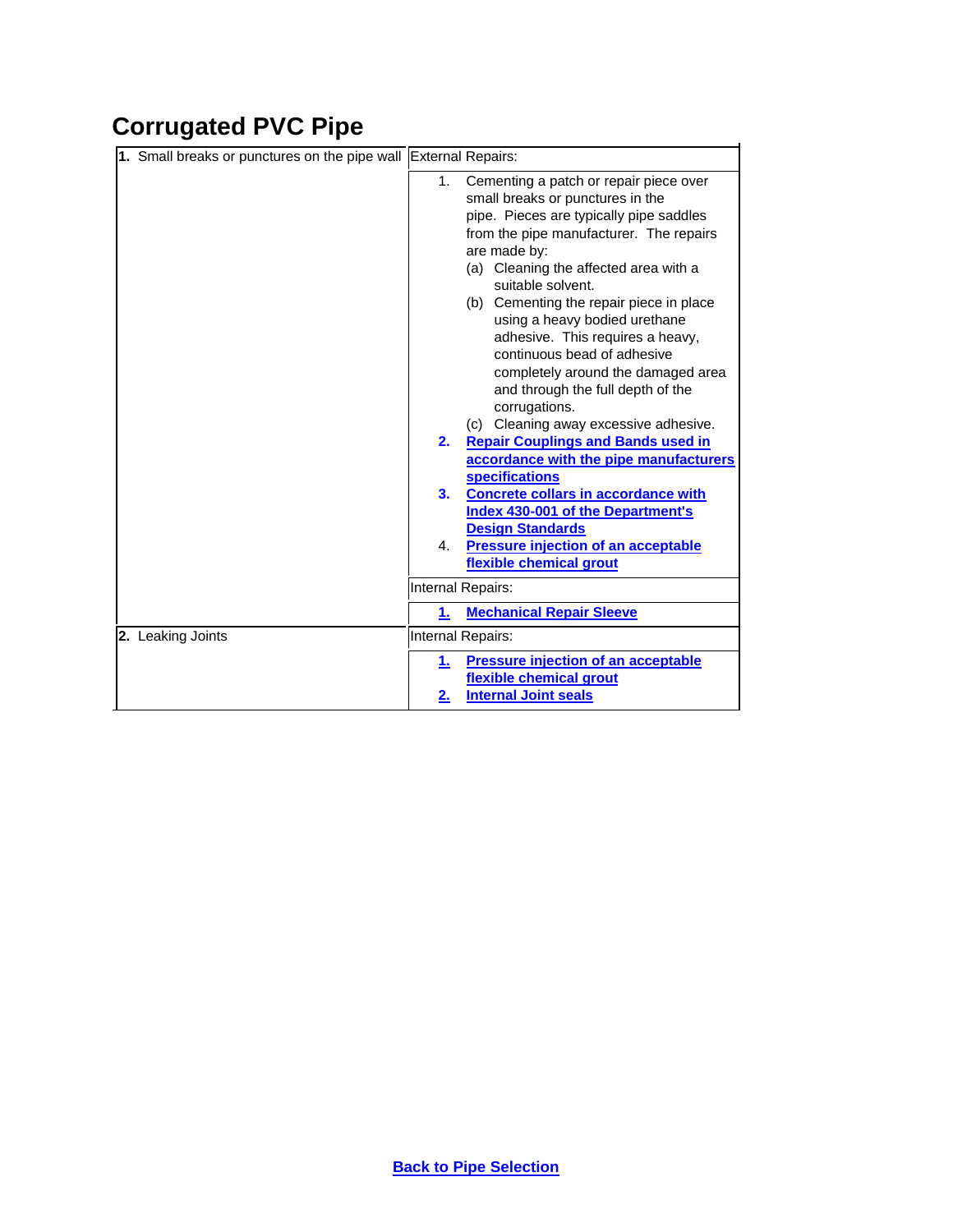# Corrugated PVC Pipe

| Problem | Repairs |
|---|---|
| **1.** Small breaks or punctures on the pipe wall | External Repairs: |
| | 1. Cementing a patch or repair piece over small breaks or punctures in the pipe. Pieces are typically pipe saddles from the pipe manufacturer. The repairs are made by:<br>(a) Cleaning the affected area with a suitable solvent.<br>(b) Cementing the repair piece in place using a heavy bodied urethane adhesive. This requires a heavy, continuous bead of adhesive completely around the damaged area and through the full depth of the corrugations.<br>(c) Cleaning away excessive adhesive.<br>**2. Repair Couplings and Bands used in accordance with the pipe manufacturers specifications**<br>**3. Concrete collars in accordance with Index 430-001 of the Department's Design Standards**<br>4. **Pressure injection of an acceptable flexible chemical grout** |
| | Internal Repairs: |
| | **1. Mechanical Repair Sleeve** |
| **2.** Leaking Joints | Internal Repairs: |
| | **1. Pressure injection of an acceptable flexible chemical grout**<br>**2. Internal Joint seals** |

**Back to Pipe Selection**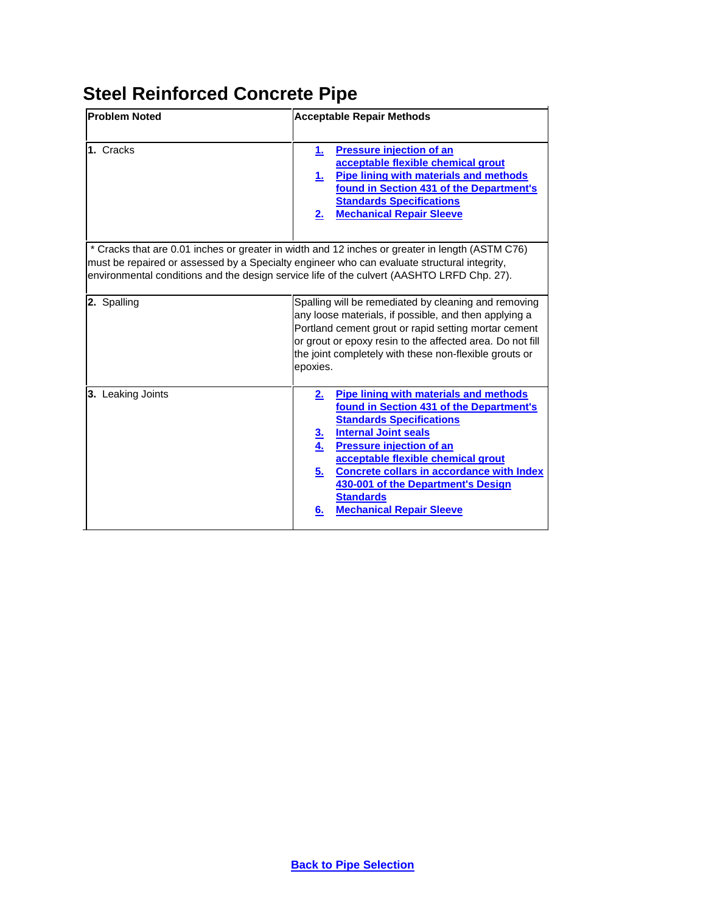## Steel Reinforced Concrete Pipe

| Problem Noted | Acceptable Repair Methods |
| --- | --- |
| **1.** Cracks | **1.** Pressure injection of an acceptable flexible chemical grout<br>**1.** Pipe lining with materials and methods found in Section 431 of the Department's Standards Specifications<br>**2.** Mechanical Repair Sleeve |
| * Cracks that are 0.01 inches or greater in width and 12 inches or greater in length (ASTM C76) must be repaired or assessed by a Specialty engineer who can evaluate structural integrity, environmental conditions and the design service life of the culvert (AASHTO LRFD Chp. 27). | |
| **2.** Spalling | Spalling will be remediated by cleaning and removing any loose materials, if possible, and then applying a Portland cement grout or rapid setting mortar cement or grout or epoxy resin to the affected area. Do not fill the joint completely with these non-flexible grouts or epoxies. |
| **3.** Leaking Joints | **2.** Pipe lining with materials and methods found in Section 431 of the Department's Standards Specifications<br>**3.** Internal Joint seals<br>**4.** Pressure injection of an acceptable flexible chemical grout<br>**5.** Concrete collars in accordance with Index 430-001 of the Department's Design Standards<br>**6.** Mechanical Repair Sleeve |

**Back to Pipe Selection**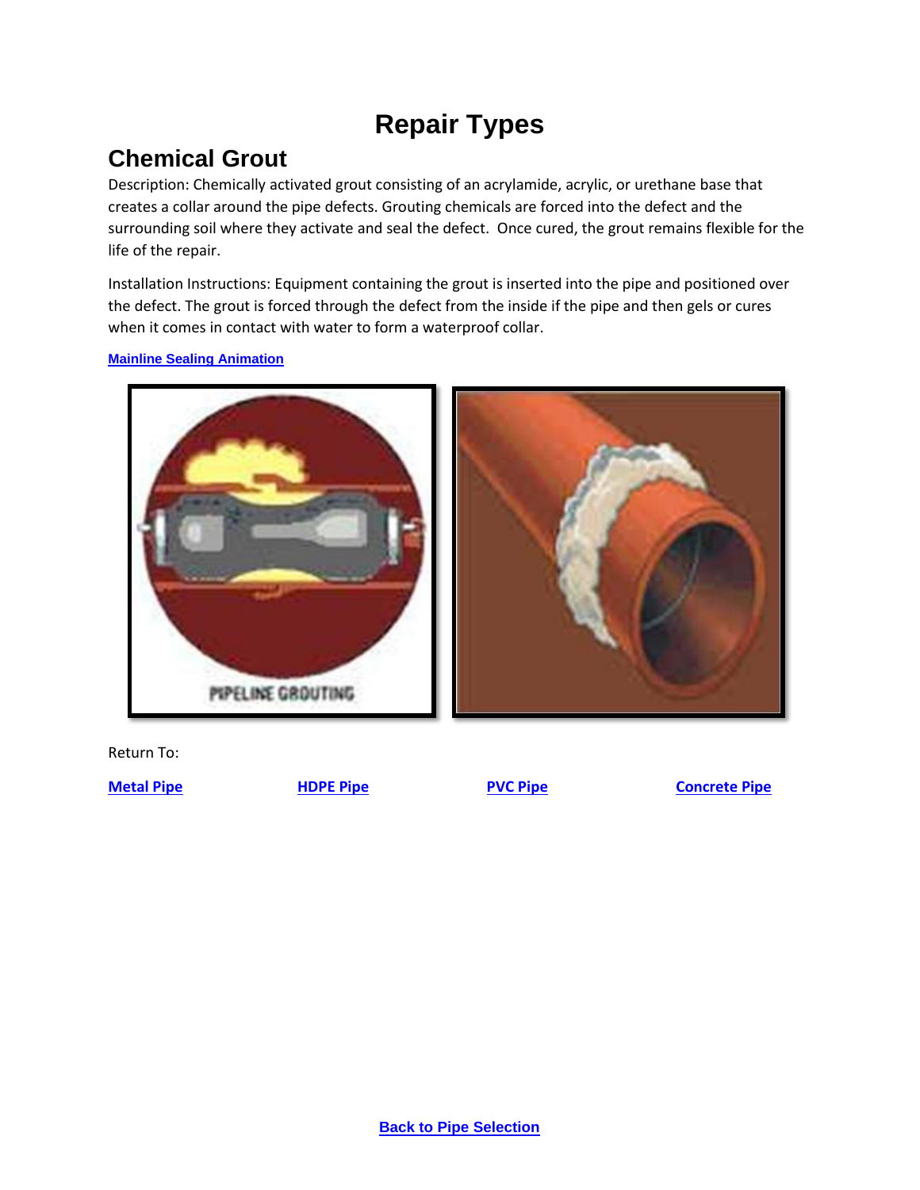# Repair Types

## Chemical Grout

Description: Chemically activated grout consisting of an acrylamide, acrylic, or urethane base that creates a collar around the pipe defects. Grouting chemicals are forced into the defect and the surrounding soil where they activate and seal the defect. Once cured, the grout remains flexible for the life of the repair.

Installation Instructions: Equipment containing the grout is inserted into the pipe and positioned over the defect. The grout is forced through the defect from the inside if the pipe and then gels or cures when it comes in contact with water to form a waterproof collar.

**Mainline Sealing Animation**

Return To:

**Metal Pipe** **HDPE Pipe** **PVC Pipe** **Concrete Pipe**

**Back to Pipe Selection**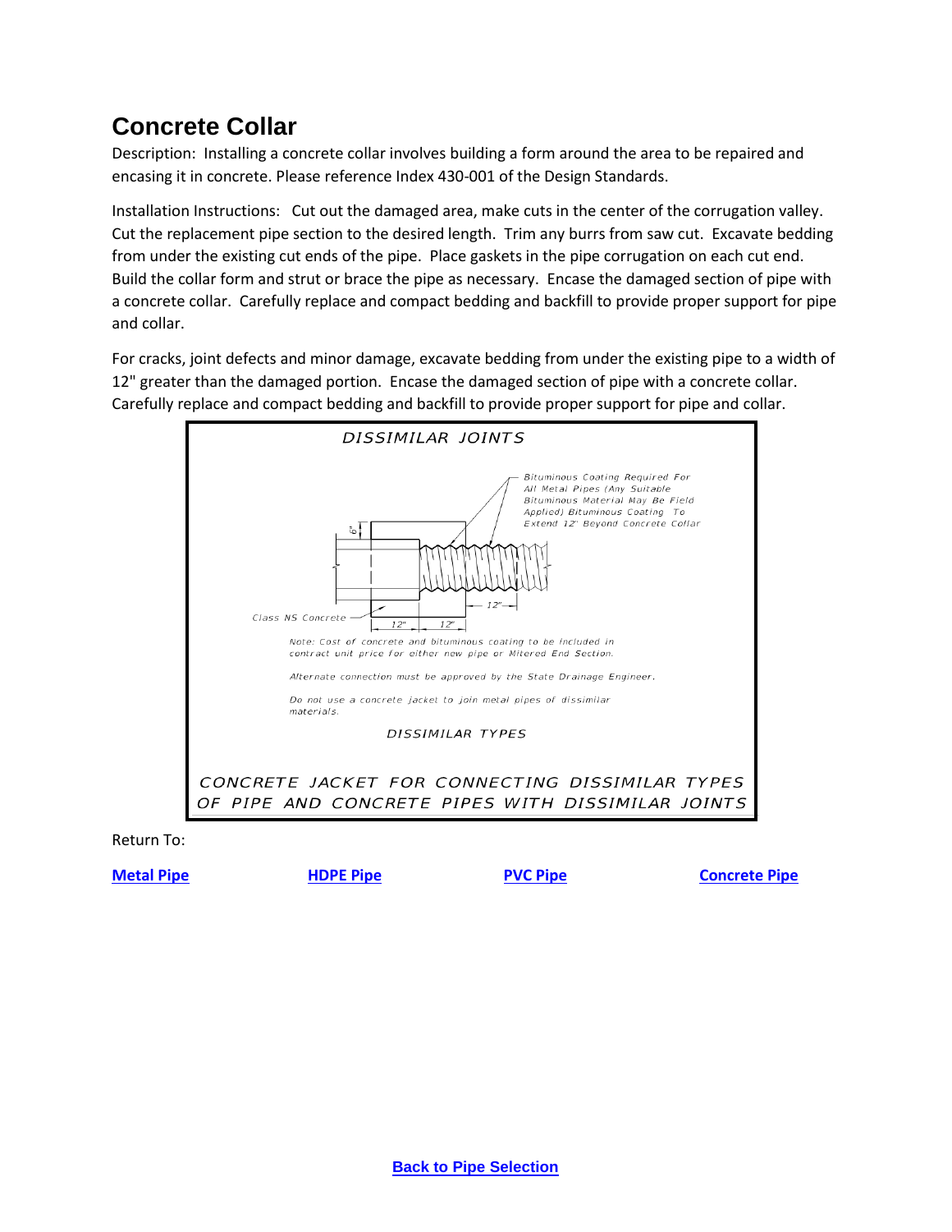## Concrete Collar

Description: Installing a concrete collar involves building a form around the area to be repaired and encasing it in concrete. Please reference Index 430-001 of the Design Standards.

Installation Instructions: Cut out the damaged area, make cuts in the center of the corrugation valley. Cut the replacement pipe section to the desired length. Trim any burrs from saw cut. Excavate bedding from under the existing cut ends of the pipe. Place gaskets in the pipe corrugation on each cut end. Build the collar form and strut or brace the pipe as necessary. Encase the damaged section of pipe with a concrete collar. Carefully replace and compact bedding and backfill to provide proper support for pipe and collar.

For cracks, joint defects and minor damage, excavate bedding from under the existing pipe to a width of 12" greater than the damaged portion. Encase the damaged section of pipe with a concrete collar. Carefully replace and compact bedding and backfill to provide proper support for pipe and collar.

DISSIMILAR JOINTS

Bituminous Coating Required For All Metal Pipes (Any Suitable Bituminous Material May Be Field Applied) Bituminous Coating To Extend 12" Beyond Concrete Collar

6"

12"

Class NS Concrete

12" 12"

Note: Cost of concrete and bituminous coating to be included in contract unit price for either new pipe or Mitered End Section.

Alternate connection must be approved by the State Drainage Engineer.

Do not use a concrete jacket to join metal pipes of dissimilar materials.

DISSIMILAR TYPES

CONCRETE JACKET FOR CONNECTING DISSIMILAR TYPES OF PIPE AND CONCRETE PIPES WITH DISSIMILAR JOINTS

Return To:

**Metal Pipe** **HDPE Pipe** **PVC Pipe** **Concrete Pipe**

**Back to Pipe Selection**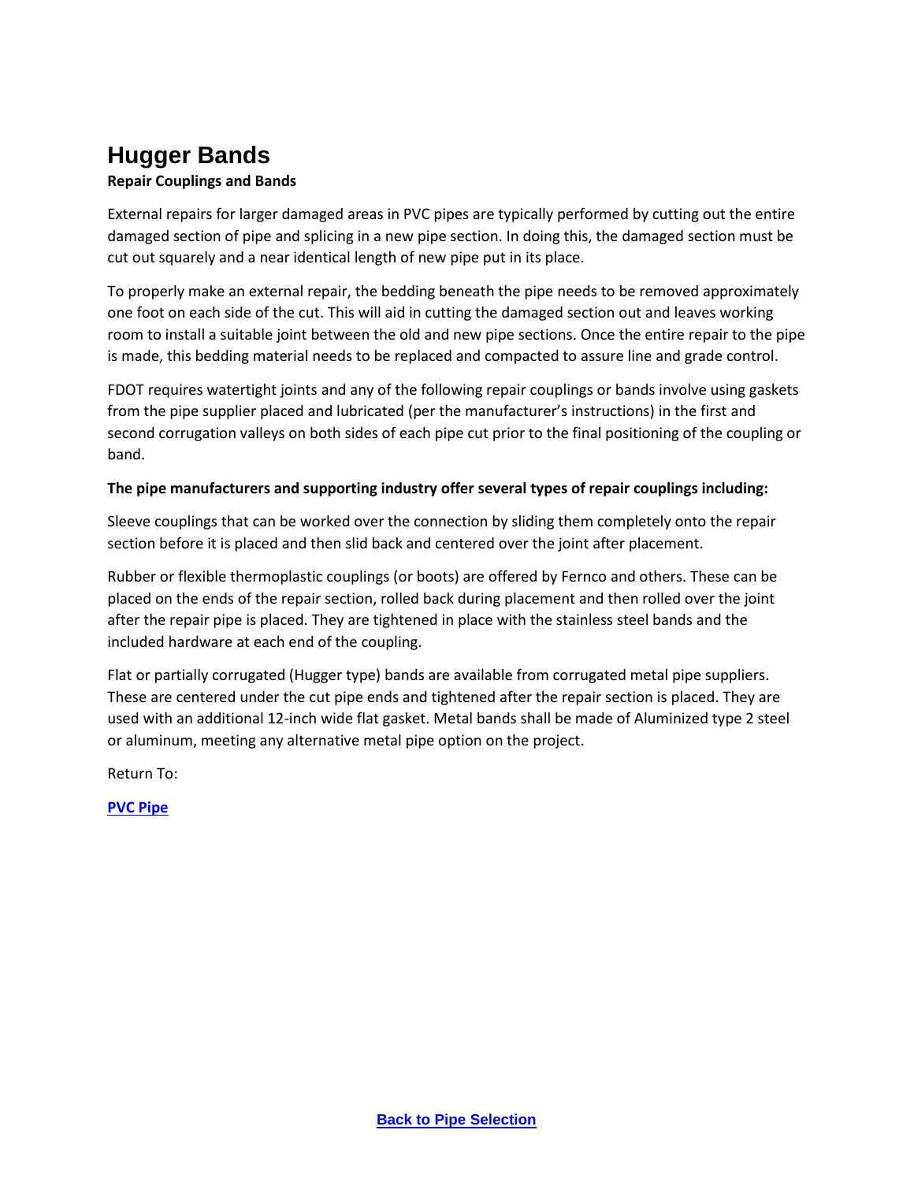# Hugger Bands

**Repair Couplings and Bands**

External repairs for larger damaged areas in PVC pipes are typically performed by cutting out the entire damaged section of pipe and splicing in a new pipe section. In doing this, the damaged section must be cut out squarely and a near identical length of new pipe put in its place.

To properly make an external repair, the bedding beneath the pipe needs to be removed approximately one foot on each side of the cut. This will aid in cutting the damaged section out and leaves working room to install a suitable joint between the old and new pipe sections. Once the entire repair to the pipe is made, this bedding material needs to be replaced and compacted to assure line and grade control.

FDOT requires watertight joints and any of the following repair couplings or bands involve using gaskets from the pipe supplier placed and lubricated (per the manufacturer's instructions) in the first and second corrugation valleys on both sides of each pipe cut prior to the final positioning of the coupling or band.

**The pipe manufacturers and supporting industry offer several types of repair couplings including:**

Sleeve couplings that can be worked over the connection by sliding them completely onto the repair section before it is placed and then slid back and centered over the joint after placement.

Rubber or flexible thermoplastic couplings (or boots) are offered by Fernco and others. These can be placed on the ends of the repair section, rolled back during placement and then rolled over the joint after the repair pipe is placed. They are tightened in place with the stainless steel bands and the included hardware at each end of the coupling.

Flat or partially corrugated (Hugger type) bands are available from corrugated metal pipe suppliers. These are centered under the cut pipe ends and tightened after the repair section is placed. They are used with an additional 12-inch wide flat gasket. Metal bands shall be made of Aluminized type 2 steel or aluminum, meeting any alternative metal pipe option on the project.

Return To:

**PVC Pipe**

**Back to Pipe Selection**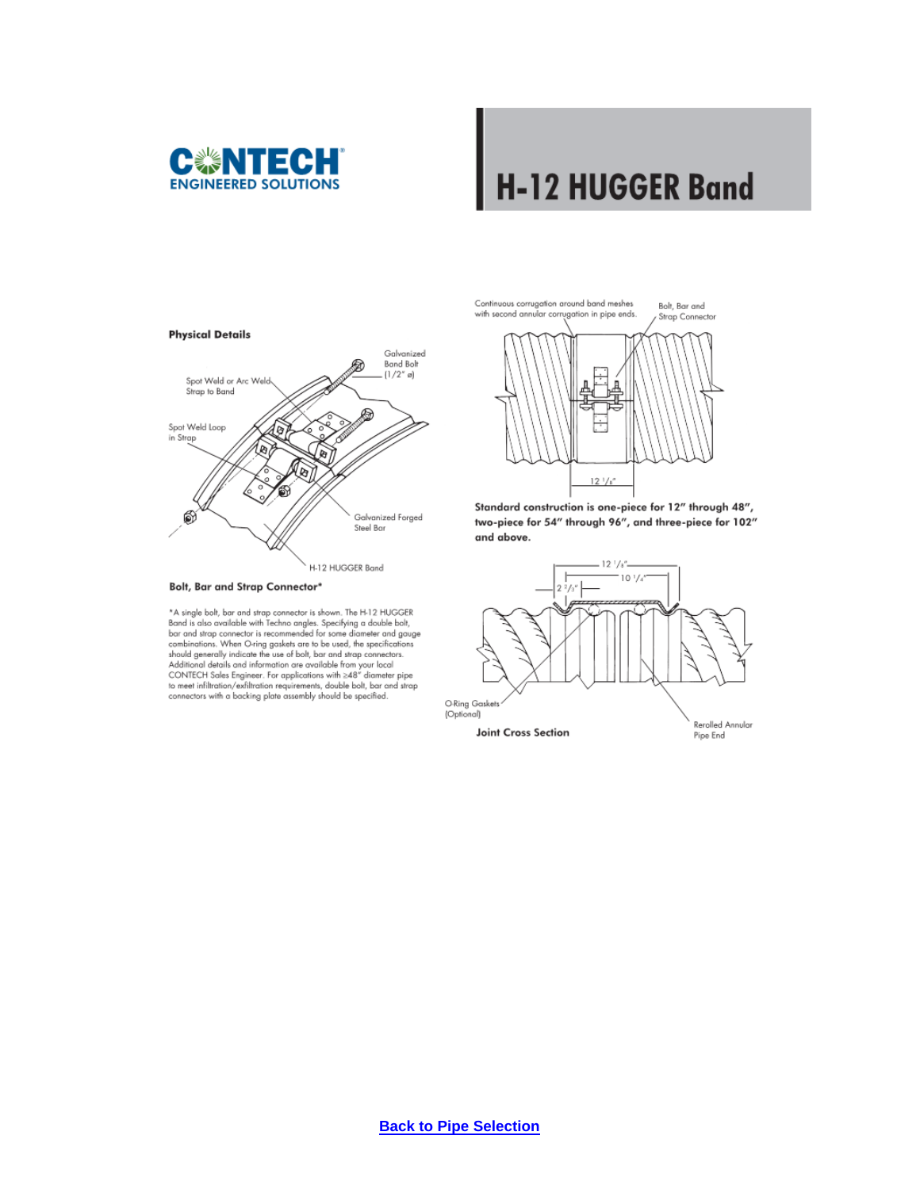CONTECH ENGINEERED SOLUTIONS

# H-12 HUGGER Band

## Physical Details

Galvanized Band Bolt (1/2" ø)

Spot Weld or Arc Weld Strap to Band

Spot Weld Loop in Strap

Galvanized Forged Steel Bar

H-12 HUGGER Band

### Bolt, Bar and Strap Connector*

*A single bolt, bar and strap connector is shown. The H-12 HUGGER Band is also available with Techno angles. Specifying a double bolt, bar and strap connector is recommended for some diameter and gauge combinations. When O-ring gaskets are to be used, the specifications should generally indicate the use of bolt, bar and strap connectors. Additional details and information are available from your local CONTECH Sales Engineer. For applications with ≥48" diameter pipe to meet infiltration/exfiltration requirements, double bolt, bar and strap connectors with a backing plate assembly should be specified.

Continuous corrugation around band meshes with second annular corrugation in pipe ends.

Bolt, Bar and Strap Connector

12 1/2"

**Standard construction is one-piece for 12" through 48", two-piece for 54" through 96", and three-piece for 102" and above.**

12 1/2"

10 1/4"

2 2/3"

O-Ring Gaskets (Optional)

Rerolled Annular Pipe End

### Joint Cross Section

[Back to Pipe Selection]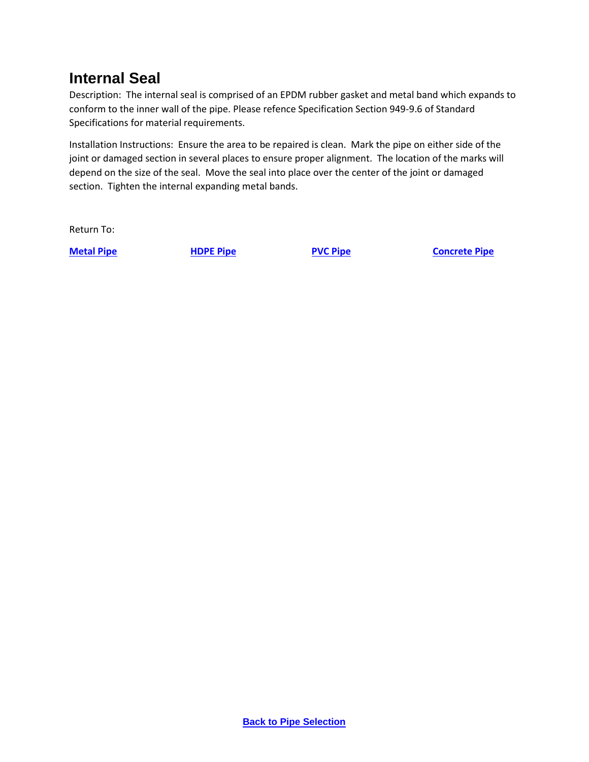# Internal Seal

Description: The internal seal is comprised of an EPDM rubber gasket and metal band which expands to conform to the inner wall of the pipe. Please refence Specification Section 949-9.6 of Standard Specifications for material requirements.

Installation Instructions: Ensure the area to be repaired is clean. Mark the pipe on either side of the joint or damaged section in several places to ensure proper alignment. The location of the marks will depend on the size of the seal. Move the seal into place over the center of the joint or damaged section. Tighten the internal expanding metal bands.

Return To:

**Metal Pipe** **HDPE Pipe** **PVC Pipe** **Concrete Pipe**

**Back to Pipe Selection**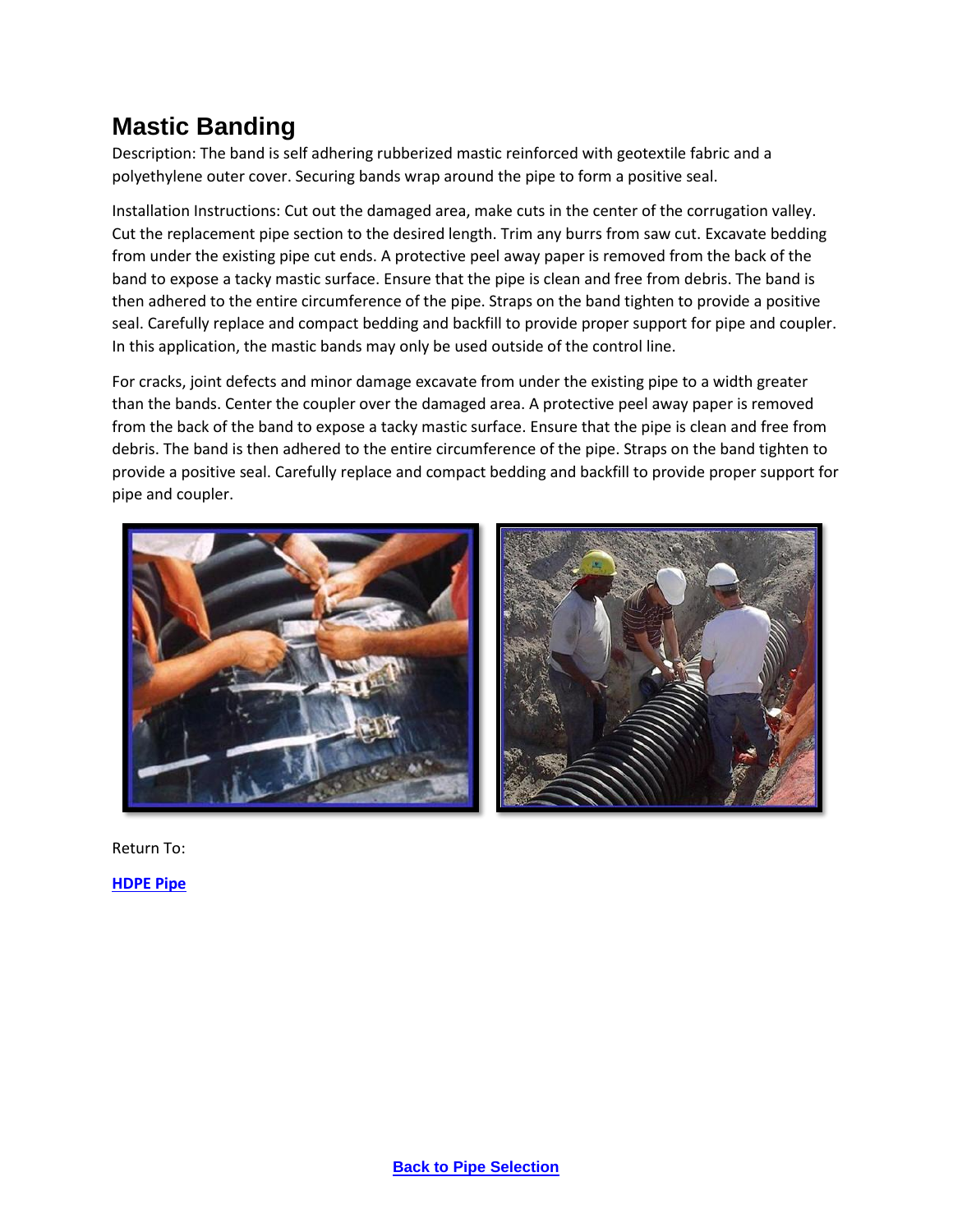# Mastic Banding

Description: The band is self adhering rubberized mastic reinforced with geotextile fabric and a polyethylene outer cover. Securing bands wrap around the pipe to form a positive seal.

Installation Instructions: Cut out the damaged area, make cuts in the center of the corrugation valley. Cut the replacement pipe section to the desired length. Trim any burrs from saw cut. Excavate bedding from under the existing pipe cut ends. A protective peel away paper is removed from the back of the band to expose a tacky mastic surface. Ensure that the pipe is clean and free from debris. The band is then adhered to the entire circumference of the pipe. Straps on the band tighten to provide a positive seal. Carefully replace and compact bedding and backfill to provide proper support for pipe and coupler. In this application, the mastic bands may only be used outside of the control line.

For cracks, joint defects and minor damage excavate from under the existing pipe to a width greater than the bands. Center the coupler over the damaged area. A protective peel away paper is removed from the back of the band to expose a tacky mastic surface. Ensure that the pipe is clean and free from debris. The band is then adhered to the entire circumference of the pipe. Straps on the band tighten to provide a positive seal. Carefully replace and compact bedding and backfill to provide proper support for pipe and coupler.

Return To:

**HDPE Pipe**

**Back to Pipe Selection**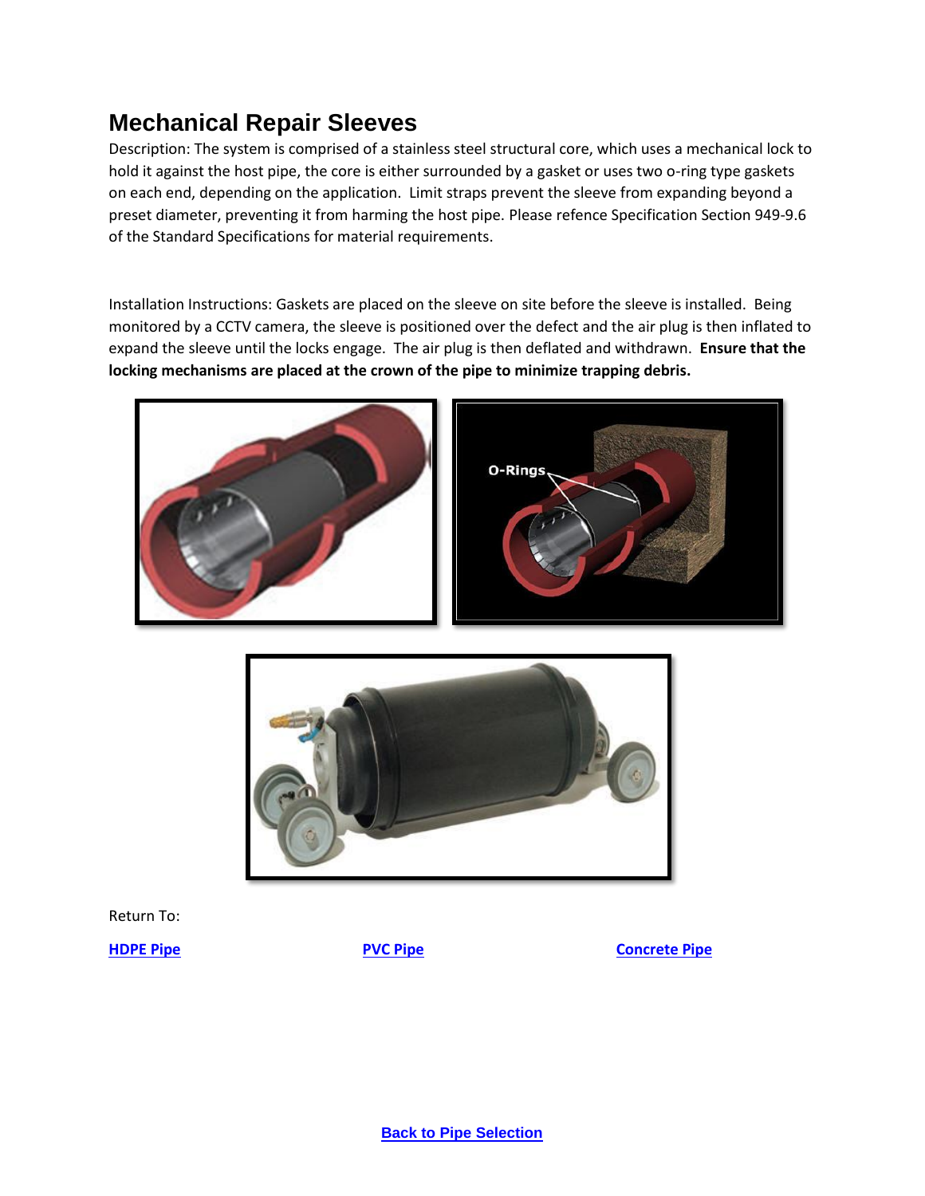# Mechanical Repair Sleeves

Description: The system is comprised of a stainless steel structural core, which uses a mechanical lock to hold it against the host pipe, the core is either surrounded by a gasket or uses two o-ring type gaskets on each end, depending on the application. Limit straps prevent the sleeve from expanding beyond a preset diameter, preventing it from harming the host pipe. Please refence Specification Section 949-9.6 of the Standard Specifications for material requirements.

Installation Instructions: Gaskets are placed on the sleeve on site before the sleeve is installed. Being monitored by a CCTV camera, the sleeve is positioned over the defect and the air plug is then inflated to expand the sleeve until the locks engage. The air plug is then deflated and withdrawn. **Ensure that the locking mechanisms are placed at the crown of the pipe to minimize trapping debris.**

Return To:

**HDPE Pipe** | **PVC Pipe** | **Concrete Pipe**

**Back to Pipe Selection**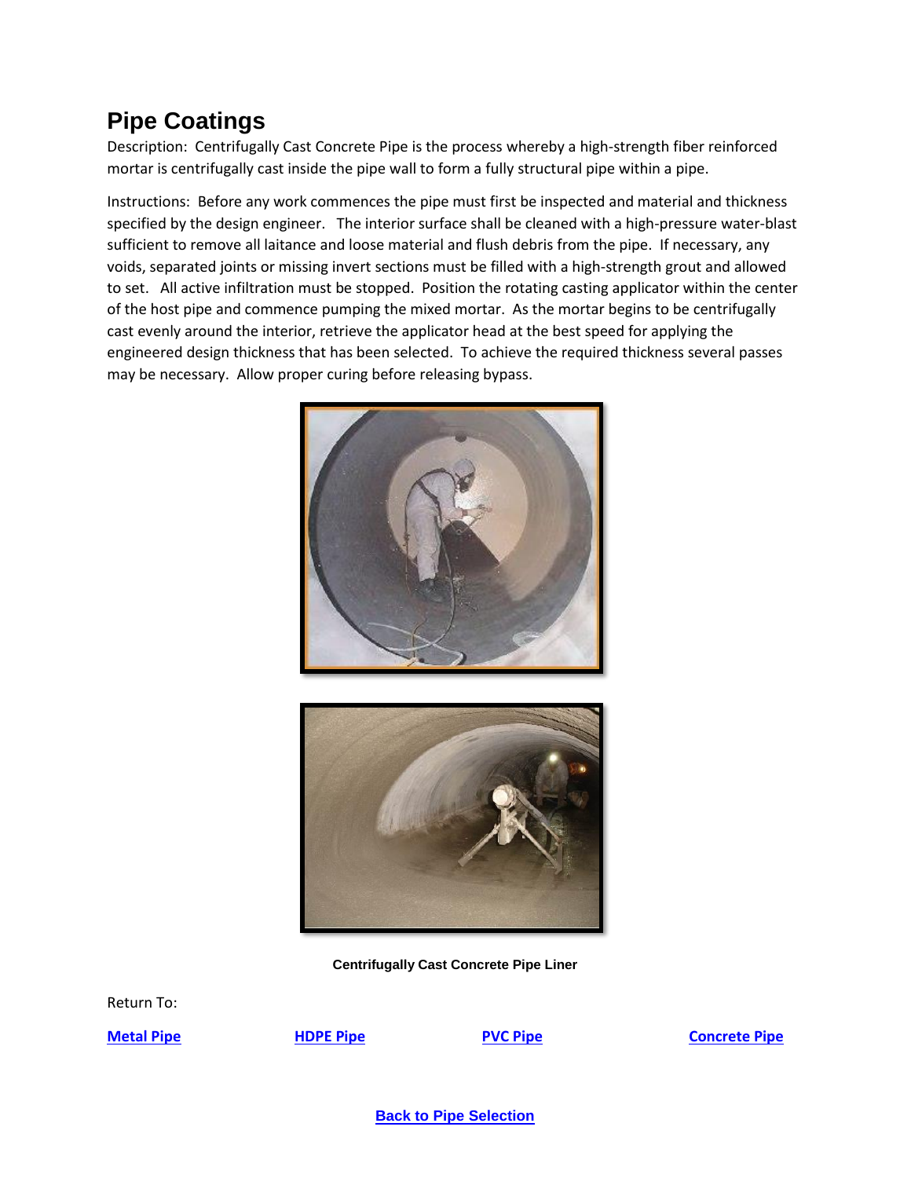# Pipe Coatings

Description: Centrifugally Cast Concrete Pipe is the process whereby a high-strength fiber reinforced mortar is centrifugally cast inside the pipe wall to form a fully structural pipe within a pipe.

Instructions: Before any work commences the pipe must first be inspected and material and thickness specified by the design engineer. The interior surface shall be cleaned with a high-pressure water-blast sufficient to remove all laitance and loose material and flush debris from the pipe. If necessary, any voids, separated joints or missing invert sections must be filled with a high-strength grout and allowed to set. All active infiltration must be stopped. Position the rotating casting applicator within the center of the host pipe and commence pumping the mixed mortar. As the mortar begins to be centrifugally cast evenly around the interior, retrieve the applicator head at the best speed for applying the engineered design thickness that has been selected. To achieve the required thickness several passes may be necessary. Allow proper curing before releasing bypass.

**Centrifugally Cast Concrete Pipe Liner**

Return To:

**Metal Pipe** | **HDPE Pipe** | **PVC Pipe** | **Concrete Pipe**

**Back to Pipe Selection**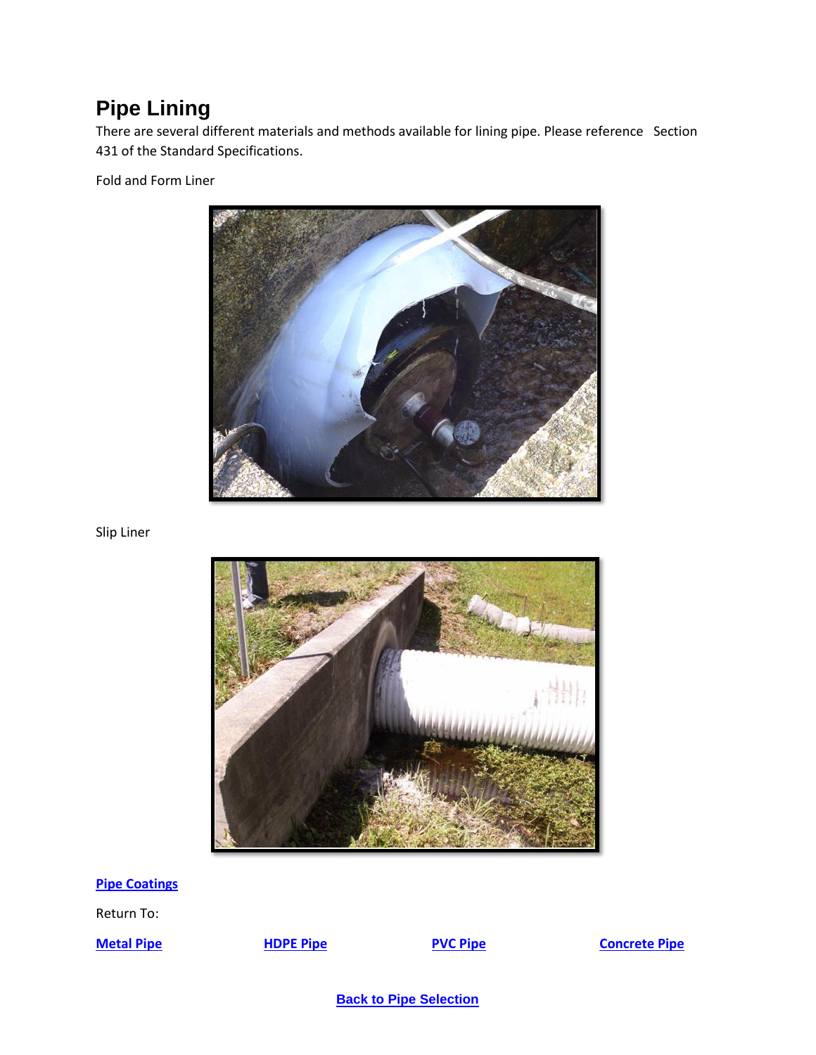# Pipe Lining

There are several different materials and methods available for lining pipe. Please reference Section 431 of the Standard Specifications.

Fold and Form Liner

Slip Liner

**Pipe Coatings**

Return To:

**Metal Pipe** **HDPE Pipe** **PVC Pipe** **Concrete Pipe**

**Back to Pipe Selection**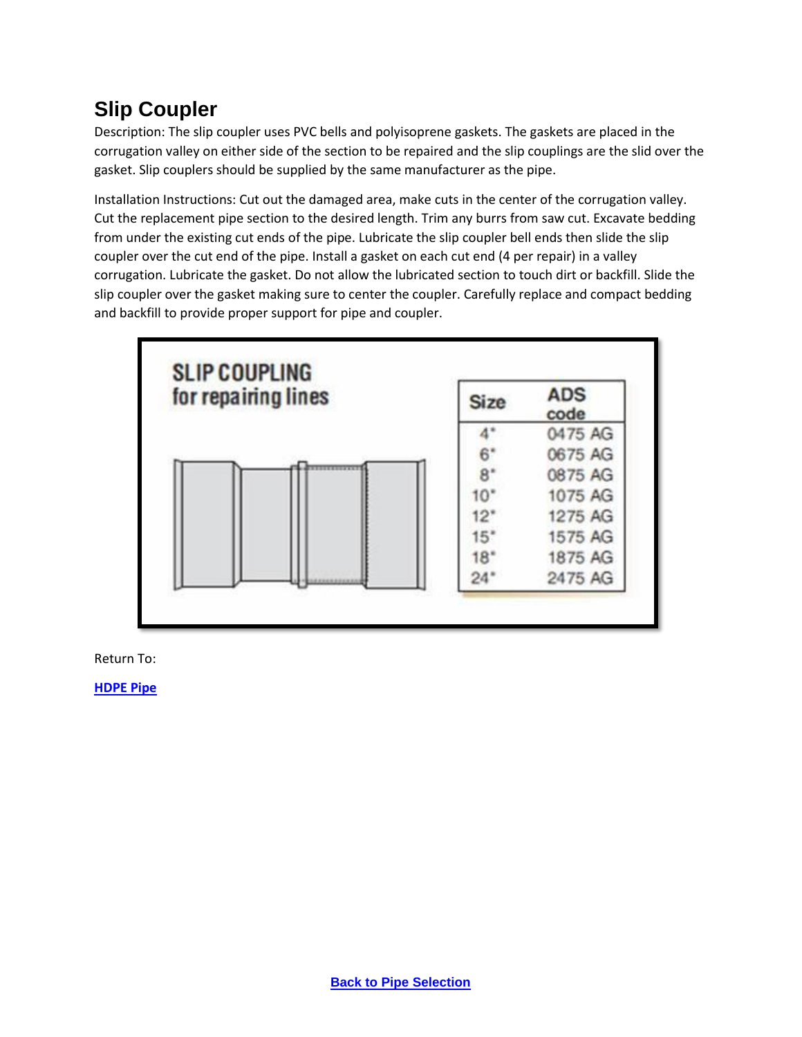# Slip Coupler

Description: The slip coupler uses PVC bells and polyisoprene gaskets. The gaskets are placed in the corrugation valley on either side of the section to be repaired and the slip couplings are the slid over the gasket. Slip couplers should be supplied by the same manufacturer as the pipe.

Installation Instructions: Cut out the damaged area, make cuts in the center of the corrugation valley. Cut the replacement pipe section to the desired length. Trim any burrs from saw cut. Excavate bedding from under the existing cut ends of the pipe. Lubricate the slip coupler bell ends then slide the slip coupler over the cut end of the pipe. Install a gasket on each cut end (4 per repair) in a valley corrugation. Lubricate the gasket. Do not allow the lubricated section to touch dirt or backfill. Slide the slip coupler over the gasket making sure to center the coupler. Carefully replace and compact bedding and backfill to provide proper support for pipe and coupler.

**SLIP COUPLING for repairing lines**

| Size | ADS code |
|---|---|
| 4" | 0475 AG |
| 6" | 0675 AG |
| 8" | 0875 AG |
| 10" | 1075 AG |
| 12" | 1275 AG |
| 15" | 1575 AG |
| 18" | 1875 AG |
| 24" | 2475 AG |

Return To:

**HDPE Pipe**

**Back to Pipe Selection**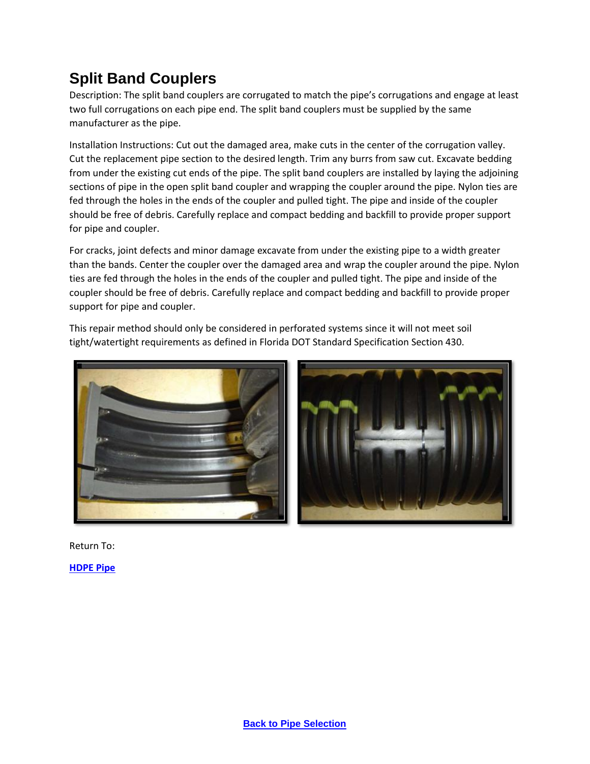# Split Band Couplers

Description: The split band couplers are corrugated to match the pipe's corrugations and engage at least two full corrugations on each pipe end. The split band couplers must be supplied by the same manufacturer as the pipe.

Installation Instructions: Cut out the damaged area, make cuts in the center of the corrugation valley. Cut the replacement pipe section to the desired length. Trim any burrs from saw cut. Excavate bedding from under the existing cut ends of the pipe. The split band couplers are installed by laying the adjoining sections of pipe in the open split band coupler and wrapping the coupler around the pipe. Nylon ties are fed through the holes in the ends of the coupler and pulled tight. The pipe and inside of the coupler should be free of debris. Carefully replace and compact bedding and backfill to provide proper support for pipe and coupler.

For cracks, joint defects and minor damage excavate from under the existing pipe to a width greater than the bands. Center the coupler over the damaged area and wrap the coupler around the pipe. Nylon ties are fed through the holes in the ends of the coupler and pulled tight. The pipe and inside of the coupler should be free of debris. Carefully replace and compact bedding and backfill to provide proper support for pipe and coupler.

This repair method should only be considered in perforated systems since it will not meet soil tight/watertight requirements as defined in Florida DOT Standard Specification Section 430.

Return To:

**HDPE Pipe**

**Back to Pipe Selection**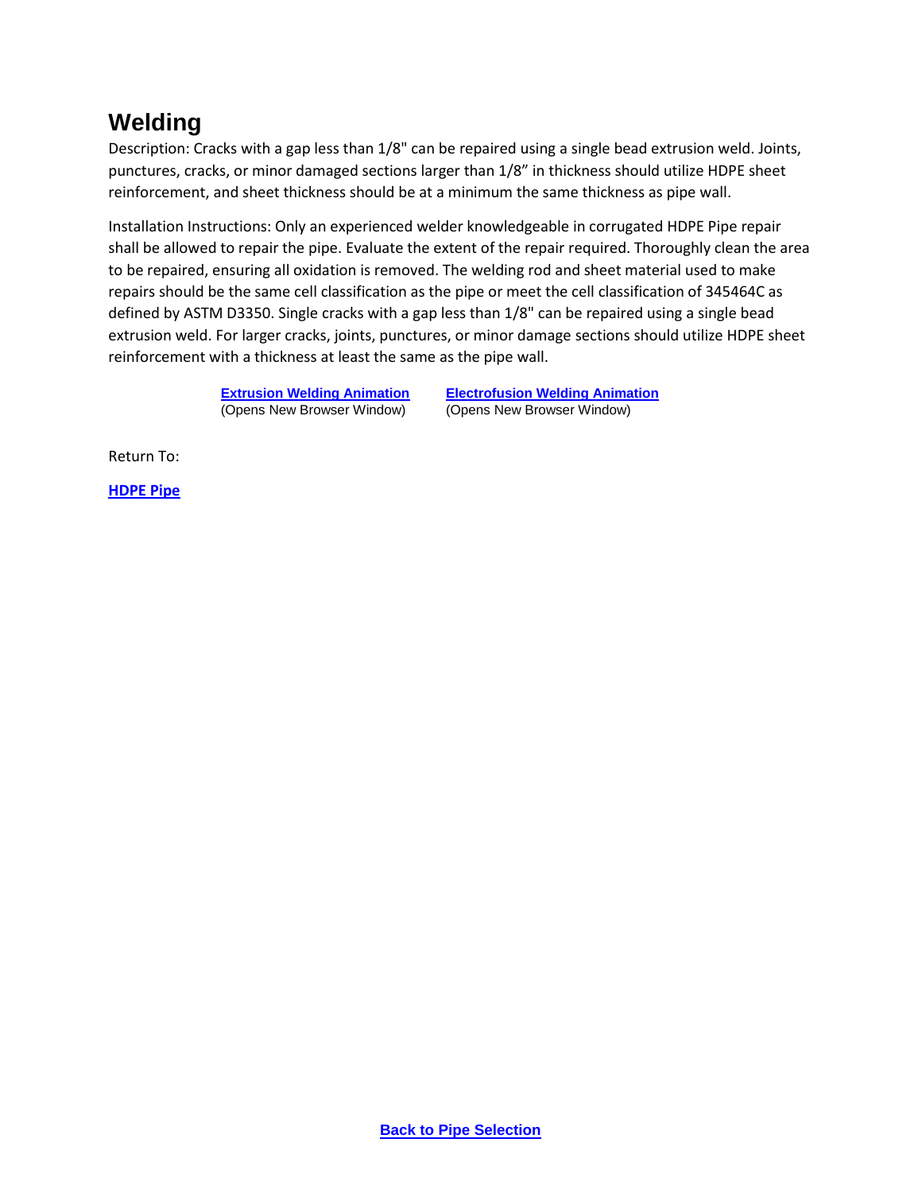# Welding

Description: Cracks with a gap less than 1/8" can be repaired using a single bead extrusion weld. Joints, punctures, cracks, or minor damaged sections larger than 1/8" in thickness should utilize HDPE sheet reinforcement, and sheet thickness should be at a minimum the same thickness as pipe wall.

Installation Instructions: Only an experienced welder knowledgeable in corrugated HDPE Pipe repair shall be allowed to repair the pipe. Evaluate the extent of the repair required. Thoroughly clean the area to be repaired, ensuring all oxidation is removed. The welding rod and sheet material used to make repairs should be the same cell classification as the pipe or meet the cell classification of 345464C as defined by ASTM D3350. Single cracks with a gap less than 1/8" can be repaired using a single bead extrusion weld. For larger cracks, joints, punctures, or minor damage sections should utilize HDPE sheet reinforcement with a thickness at least the same as the pipe wall.

**Extrusion Welding Animation**
(Opens New Browser Window)

**Electrofusion Welding Animation**
(Opens New Browser Window)

Return To:

**HDPE Pipe**

**Back to Pipe Selection**